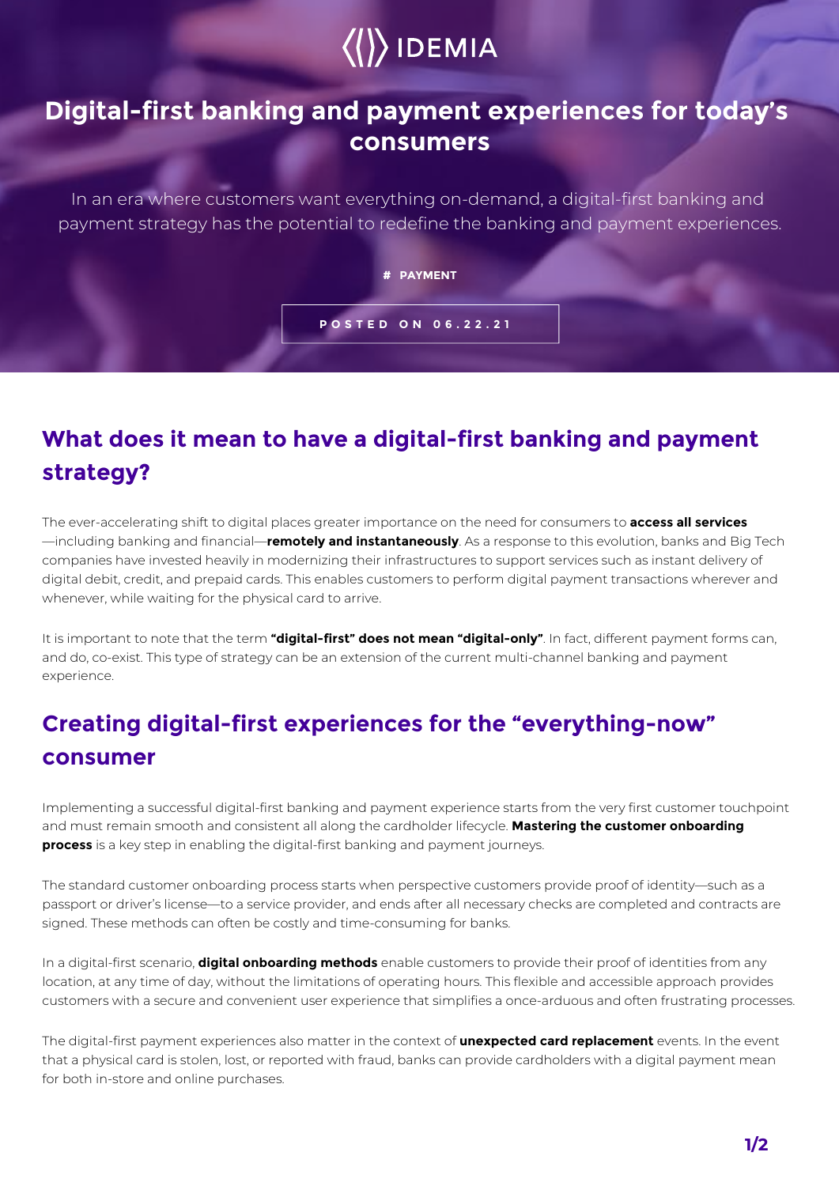IDEMIA

# Digital-first banking and payment experiences for today's consumers

In an era where customers want everything on-demand, a digital-first banking and payment strategy has the potential to redefine the banking and payment experiences.

# PAYMENT

POSTED ON 06.22.21

## What does it mean to have a digital-first banking and payment strategy?

The ever-accelerating shift to digital places greater importance on the need for consumers to **access all services**—including banking and financial—**remotely and instantaneously**. As a response to this evolution, banks and Big Tech companies have invested heavily in modernizing their infrastructures to support services such as instant delivery of digital debit, credit, and prepaid cards. This enables customers to perform digital payment transactions wherever and whenever, while waiting for the physical card to arrive.

It is important to note that the term **"digital-first" does not mean "digital-only"**. In fact, different payment forms can, and do, co-exist. This type of strategy can be an extension of the current multi-channel banking and payment experience.

## Creating digital-first experiences for the "everything-now" consumer

Implementing a successful digital-first banking and payment experience starts from the very first customer touchpoint and must remain smooth and consistent all along the cardholder lifecycle. **Mastering the customer onboarding process** is a key step in enabling the digital-first banking and payment journeys.

The standard customer onboarding process starts when perspective customers provide proof of identity—such as a passport or driver's license—to a service provider, and ends after all necessary checks are completed and contracts are signed. These methods can often be costly and time-consuming for banks.

In a digital-first scenario, **digital onboarding methods** enable customers to provide their proof of identities from any location, at any time of day, without the limitations of operating hours. This flexible and accessible approach provides customers with a secure and convenient user experience that simplifies a once-arduous and often frustrating processes.

The digital-first payment experiences also matter in the context of **unexpected card replacement** events. In the event that a physical card is stolen, lost, or reported with fraud, banks can provide cardholders with a digital payment mean for both in-store and online purchases.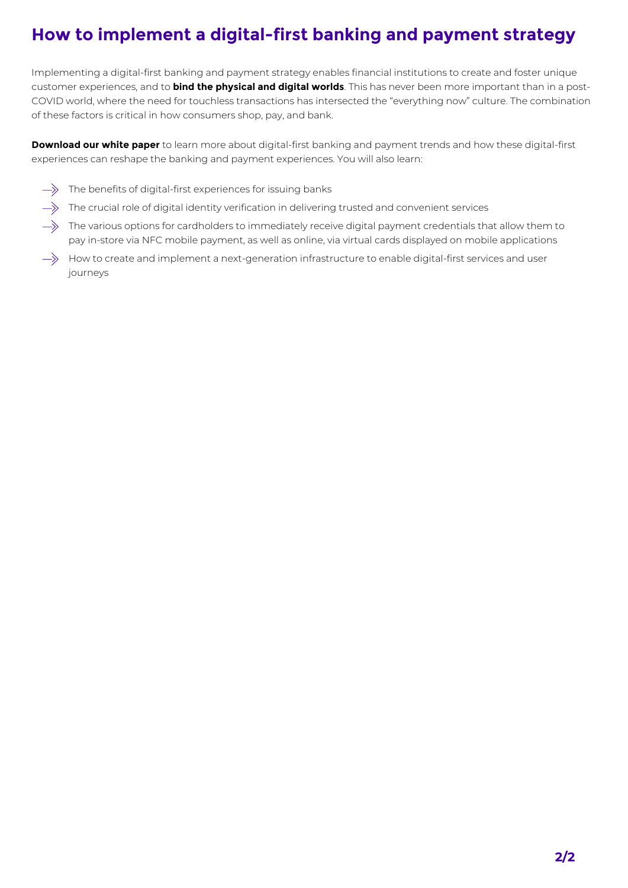# How to implement a digital-first banking and payment strategy

Implementing a digital-first banking and payment strategy enables financial institutions to create and foster unique customer experiences, and to **bind the physical and digital worlds**. This has never been more important than in a post-COVID world, where the need for touchless transactions has intersected the "everything now" culture. The combination of these factors is critical in how consumers shop, pay, and bank.

**Download our white paper** to learn more about digital-first banking and payment trends and how these digital-first experiences can reshape the banking and payment experiences. You will also learn:

- The benefits of digital-first experiences for issuing banks
- The crucial role of digital identity verification in delivering trusted and convenient services
- The various options for cardholders to immediately receive digital payment credentials that allow them to pay in-store via NFC mobile payment, as well as online, via virtual cards displayed on mobile applications
- How to create and implement a next-generation infrastructure to enable digital-first services and user journeys